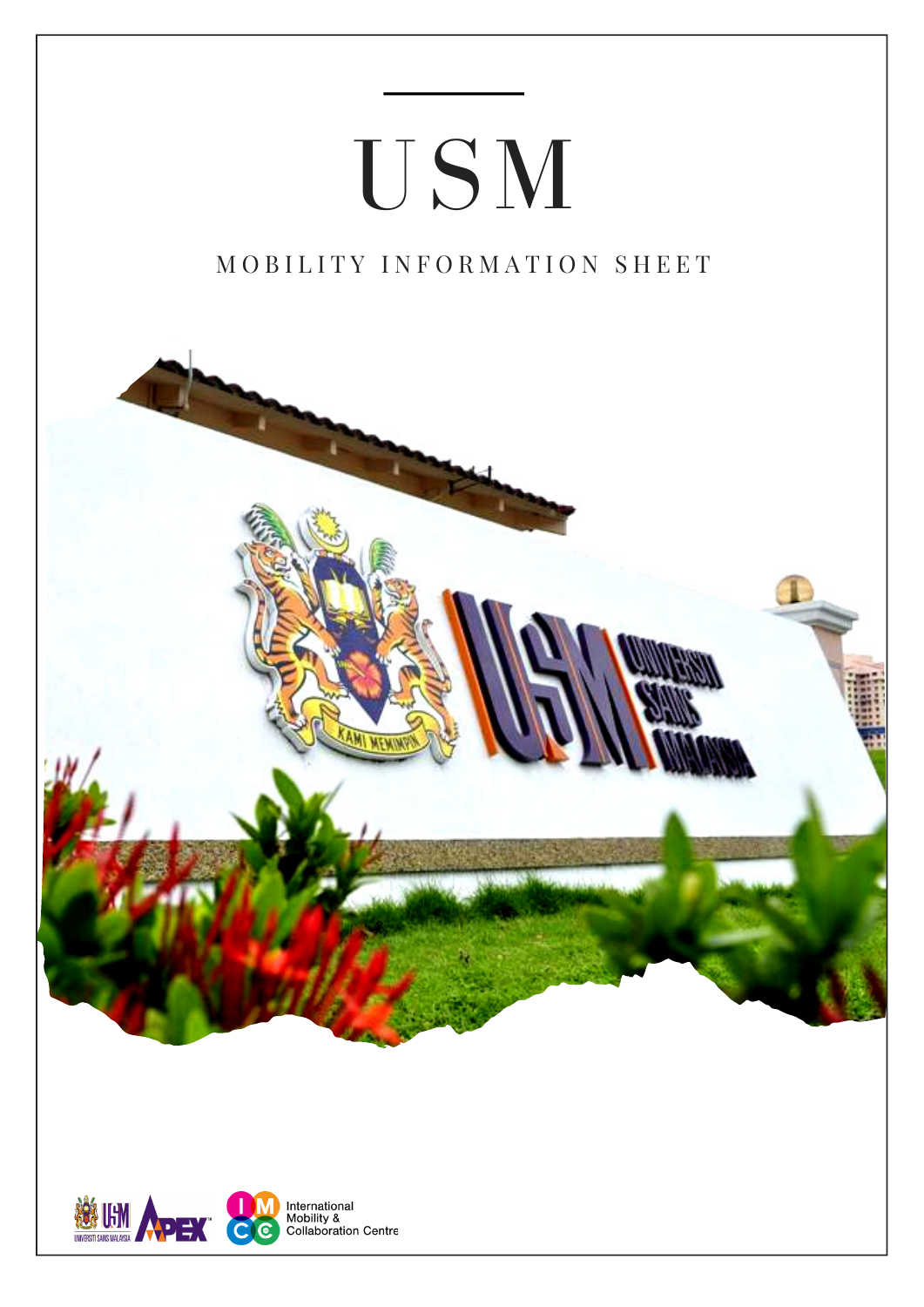# USM

## MOBILITY INFORMATION SHEET

International Mobility & Collaboration Centre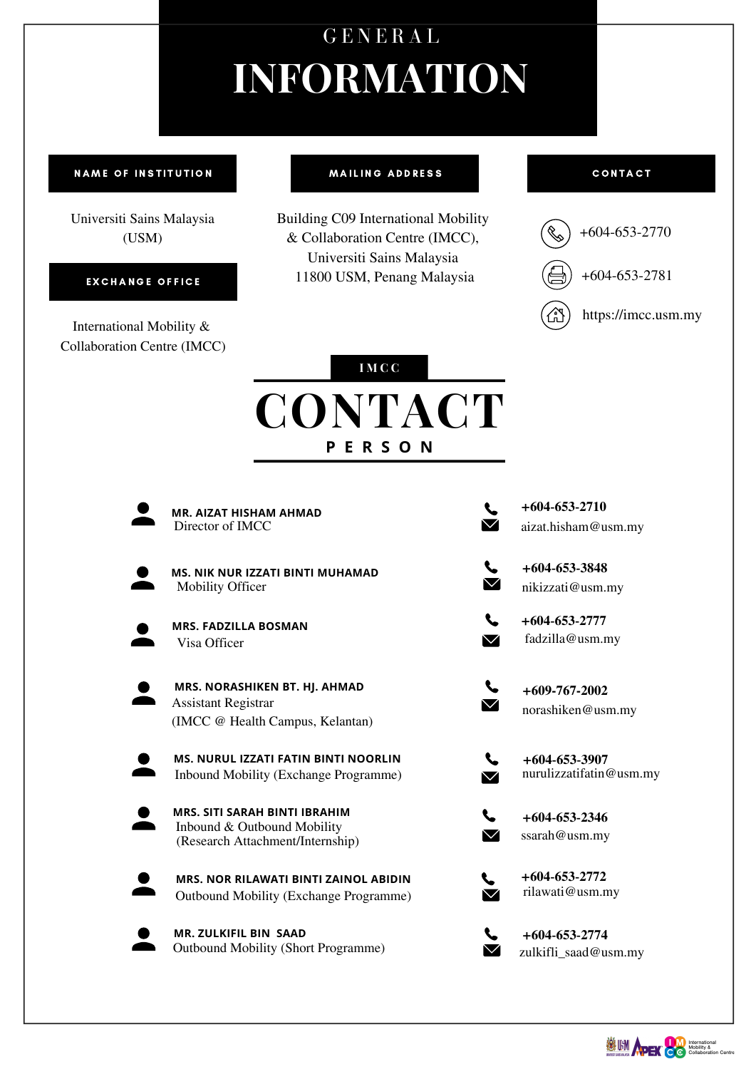# GENERAL INFORMATION

## NAME OF INSTITUTION

Universiti Sains Malaysia (USM)

## EXCHANGE OFFICE

International Mobility & Collaboration Centre (IMCC)

## MAILING ADDRESS

Building C09 International Mobility & Collaboration Centre (IMCC),
Universiti Sains Malaysia
11800 USM, Penang Malaysia

## CONTACT

- +604-653-2770
- +604-653-2781
- https://imcc.usm.my

# IMCC CONTACT PERSON

| Name / Position | Phone / Email |
| --- | --- |
| **MR. AIZAT HISHAM AHMAD**<br>Director of IMCC | **+604-653-2710**<br>aizat.hisham@usm.my |
| **MS. NIK NUR IZZATI BINTI MUHAMAD**<br>Mobility Officer | **+604-653-3848**<br>nikizzati@usm.my |
| **MRS. FADZILLA BOSMAN**<br>Visa Officer | **+604-653-2777**<br>fadzilla@usm.my |
| **MRS. NORASHIKEN BT. HJ. AHMAD**<br>Assistant Registrar<br>(IMCC @ Health Campus, Kelantan) | **+609-767-2002**<br>norashiken@usm.my |
| **MS. NURUL IZZATI FATIN BINTI NOORLIN**<br>Inbound Mobility (Exchange Programme) | **+604-653-3907**<br>nurulizzatifatin@usm.my |
| **MRS. SITI SARAH BINTI IBRAHIM**<br>Inbound & Outbound Mobility<br>(Research Attachment/Internship) | **+604-653-2346**<br>ssarah@usm.my |
| **MRS. NOR RILAWATI BINTI ZAINOL ABIDIN**<br>Outbound Mobility (Exchange Programme) | **+604-653-2772**<br>rilawati@usm.my |
| **MR. ZULKIFIL BIN SAAD**<br>Outbound Mobility (Short Programme) | **+604-653-2774**<br>zulkifli_saad@usm.my |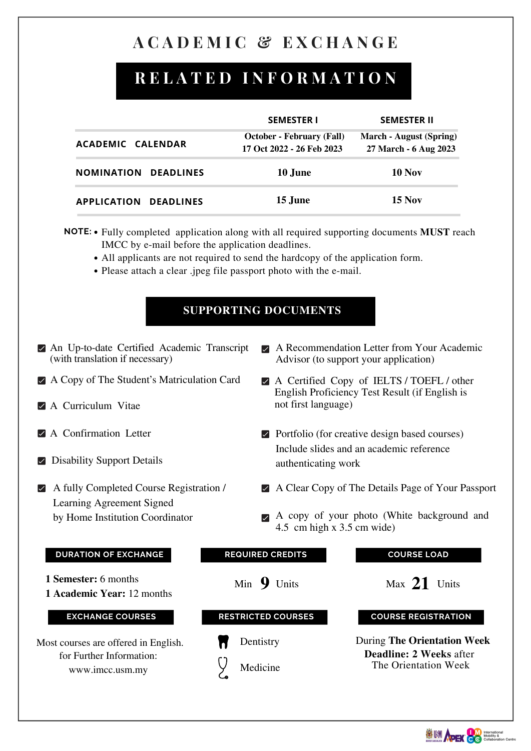# ACADEMIC & EXCHANGE

## RELATED INFORMATION

| | SEMESTER I | SEMESTER II |
|---|---|---|
| **ACADEMIC CALENDAR** | **October - February (Fall)** **17 Oct 2022 - 26 Feb 2023** | **March - August (Spring)** **27 March - 6 Aug 2023** |
| **NOMINATION DEADLINES** | **10 June** | **10 Nov** |
| **APPLICATION DEADLINES** | **15 June** | **15 Nov** |

**NOTE:**
- Fully completed application along with all required supporting documents **MUST** reach IMCC by e-mail before the application deadlines.
- All applicants are not required to send the hardcopy of the application form.
- Please attach a clear .jpeg file passport photo with the e-mail.

## SUPPORTING DOCUMENTS

- ☑ An Up-to-date Certified Academic Transcript (with translation if necessary)
- ☑ A Copy of The Student's Matriculation Card
- ☑ A Curriculum Vitae
- ☑ A Confirmation Letter
- ☑ Disability Support Details
- ☑ A fully Completed Course Registration / Learning Agreement Signed by Home Institution Coordinator
- ☑ A Recommendation Letter from Your Academic Advisor (to support your application)
- ☑ A Certified Copy of IELTS / TOEFL / other English Proficiency Test Result (if English is not first language)
- ☑ Portfolio (for creative design based courses) Include slides and an academic reference authenticating work
- ☑ A Clear Copy of The Details Page of Your Passport
- ☑ A copy of your photo (White background and 4.5 cm high x 3.5 cm wide)

### DURATION OF EXCHANGE

**1 Semester:** 6 months
**1 Academic Year:** 12 months

### REQUIRED CREDITS

Min **9** Units

### COURSE LOAD

Max **21** Units

### EXCHANGE COURSES

Most courses are offered in English.
for Further Information:
www.imcc.usm.my

### RESTRICTED COURSES

- Dentistry
- Medicine

### COURSE REGISTRATION

During **The Orientation Week**
**Deadline: 2 Weeks** after The Orientation Week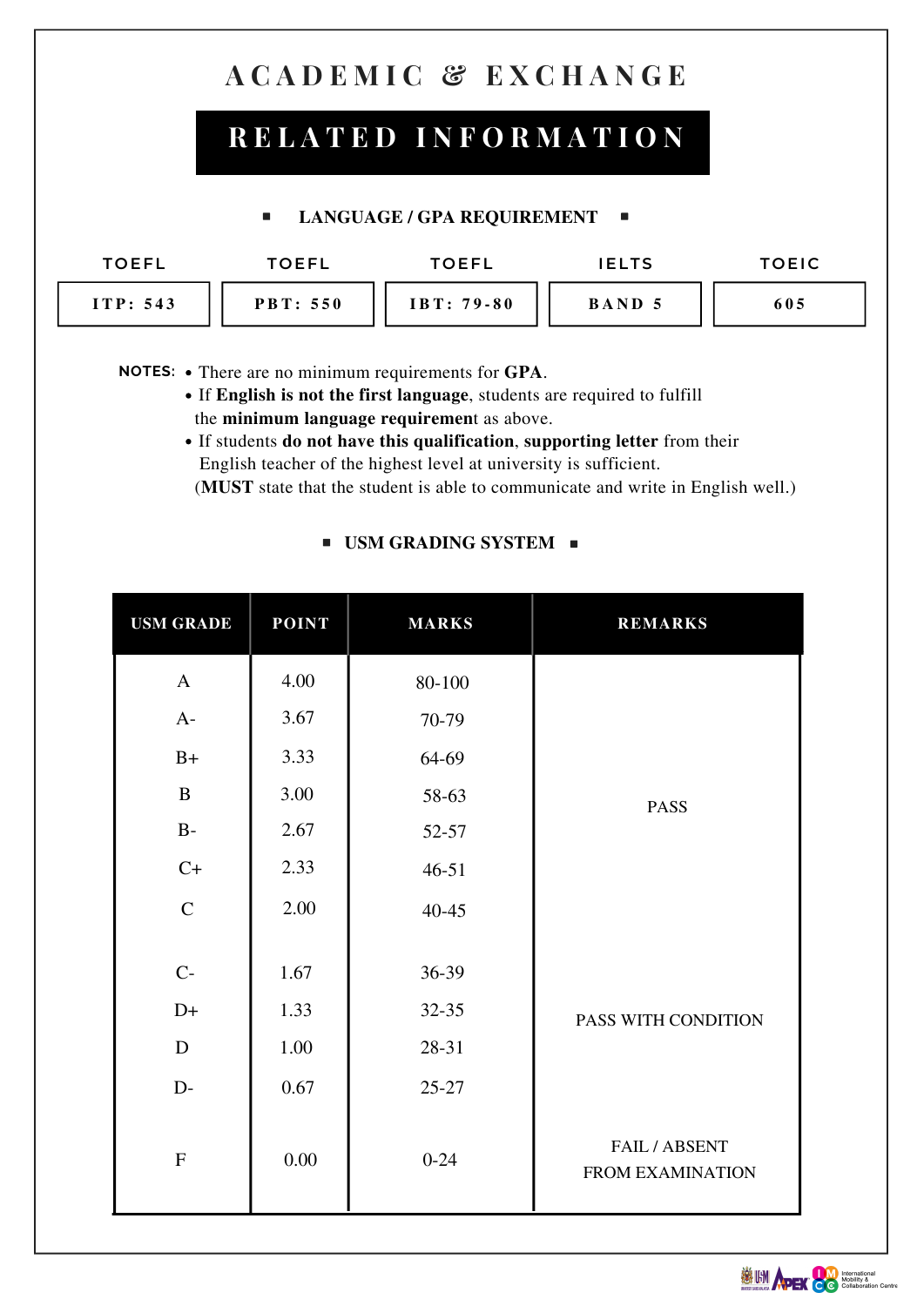# ACADEMIC & EXCHANGE

## RELATED INFORMATION

### ▪ LANGUAGE / GPA REQUIREMENT ▪

| TOEFL | TOEFL | TOEFL | IELTS | TOEIC |
|---|---|---|---|---|
| ITP: 543 | PBT: 550 | IBT: 79-80 | BAND 5 | 605 |

**NOTES:**

- There are no minimum requirements for **GPA**.
- If **English is not the first language**, students are required to fulfill the **minimum language requirement** as above.
- If students **do not have this qualification**, **supporting letter** from their English teacher of the highest level at university is sufficient. (**MUST** state that the student is able to communicate and write in English well.)

### ▪ USM GRADING SYSTEM ▪

| USM GRADE | POINT | MARKS | REMARKS |
|---|---|---|---|
| A | 4.00 | 80-100 | PASS |
| A- | 3.67 | 70-79 | |
| B+ | 3.33 | 64-69 | |
| B | 3.00 | 58-63 | |
| B- | 2.67 | 52-57 | |
| C+ | 2.33 | 46-51 | |
| C | 2.00 | 40-45 | |
| C- | 1.67 | 36-39 | PASS WITH CONDITION |
| D+ | 1.33 | 32-35 | |
| D | 1.00 | 28-31 | |
| D- | 0.67 | 25-27 | |
| F | 0.00 | 0-24 | FAIL / ABSENT FROM EXAMINATION |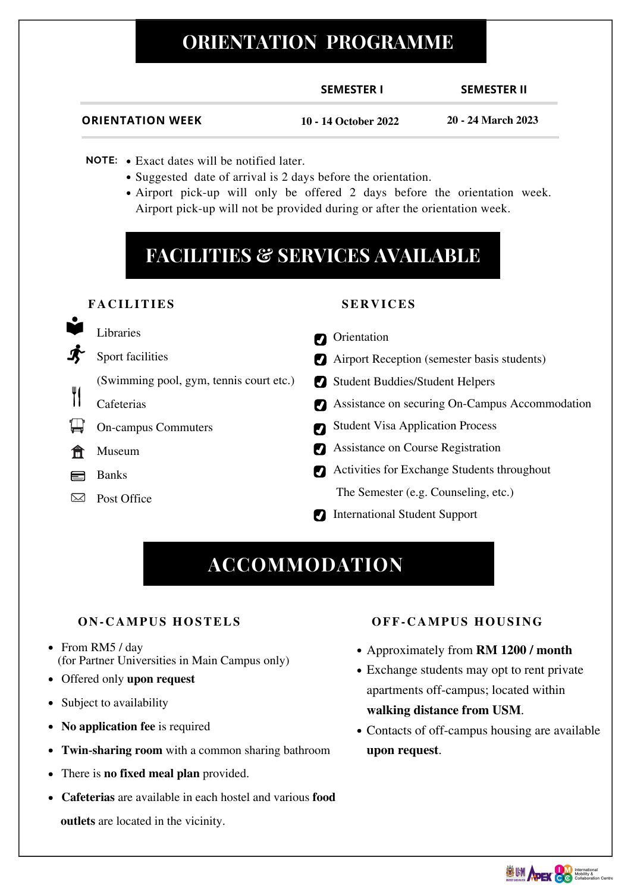# ORIENTATION PROGRAMME

| | SEMESTER I | SEMESTER II |
|---|---|---|
| ORIENTATION WEEK | 10 - 14 October 2022 | 20 - 24 March 2023 |

**NOTE:**
- Exact dates will be notified later.
- Suggested date of arrival is 2 days before the orientation.
- Airport pick-up will only be offered 2 days before the orientation week. Airport pick-up will not be provided during or after the orientation week.

# FACILITIES & SERVICES AVAILABLE

## FACILITIES

- Libraries
- Sport facilities (Swimming pool, gym, tennis court etc.)
- Cafeterias
- On-campus Commuters
- Museum
- Banks
- Post Office

## SERVICES

- Orientation
- Airport Reception (semester basis students)
- Student Buddies/Student Helpers
- Assistance on securing On-Campus Accommodation
- Student Visa Application Process
- Assistance on Course Registration
- Activities for Exchange Students throughout The Semester (e.g. Counseling, etc.)
- International Student Support

# ACCOMMODATION

## ON-CAMPUS HOSTELS

- From RM5 / day (for Partner Universities in Main Campus only)
- Offered only **upon request**
- Subject to availability
- **No application fee** is required
- **Twin-sharing room** with a common sharing bathroom
- There is **no fixed meal plan** provided.
- **Cafeterias** are available in each hostel and various **food outlets** are located in the vicinity.

## OFF-CAMPUS HOUSING

- Approximately from **RM 1200 / month**
- Exchange students may opt to rent private apartments off-campus; located within **walking distance from USM**.
- Contacts of off-campus housing are available **upon request**.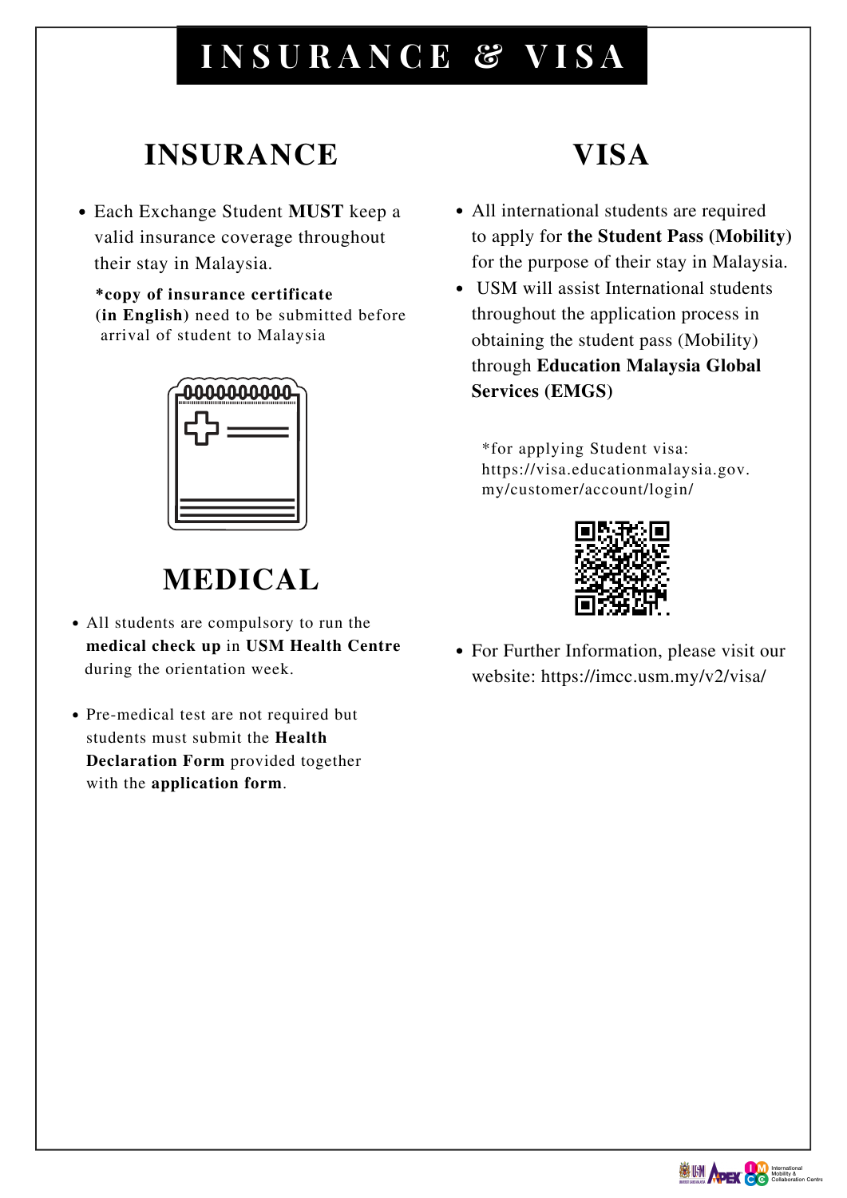# INSURANCE & VISA

## INSURANCE

- Each Exchange Student **MUST** keep a valid insurance coverage throughout their stay in Malaysia.

**\*copy of insurance certificate (in English)** need to be submitted before arrival of student to Malaysia

## MEDICAL

- All students are compulsory to run the **medical check up** in **USM Health Centre** during the orientation week.
- Pre-medical test are not required but students must submit the **Health Declaration Form** provided together with the **application form**.

## VISA

- All international students are required to apply for **the Student Pass (Mobility)** for the purpose of their stay in Malaysia.
- USM will assist International students throughout the application process in obtaining the student pass (Mobility) through **Education Malaysia Global Services (EMGS)**

\*for applying Student visa: https://visa.educationmalaysia.gov.my/customer/account/login/

- For Further Information, please visit our website: https://imcc.usm.my/v2/visa/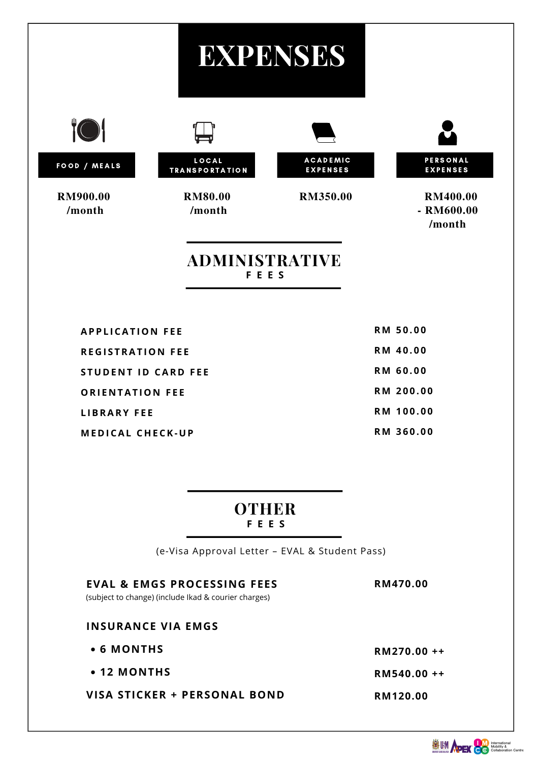# EXPENSES

| FOOD / MEALS | LOCAL TRANSPORTATION | ACADEMIC EXPENSES | PERSONAL EXPENSES |
| --- | --- | --- | --- |
| RM900.00 /month | RM80.00 /month | RM350.00 | RM400.00 - RM600.00 /month |

## ADMINISTRATIVE FEES

| | |
| --- | --- |
| APPLICATION FEE | RM 50.00 |
| REGISTRATION FEE | RM 40.00 |
| STUDENT ID CARD FEE | RM 60.00 |
| ORIENTATION FEE | RM 200.00 |
| LIBRARY FEE | RM 100.00 |
| MEDICAL CHECK-UP | RM 360.00 |

## OTHER FEES

(e-Visa Approval Letter – EVAL & Student Pass)

| | |
| --- | --- |
| **EVAL & EMGS PROCESSING FEES** (subject to change) (include Ikad & courier charges) | RM470.00 |
| **INSURANCE VIA EMGS** | |
| • 6 MONTHS | RM270.00 ++ |
| • 12 MONTHS | RM540.00 ++ |
| **VISA STICKER + PERSONAL BOND** | RM120.00 |